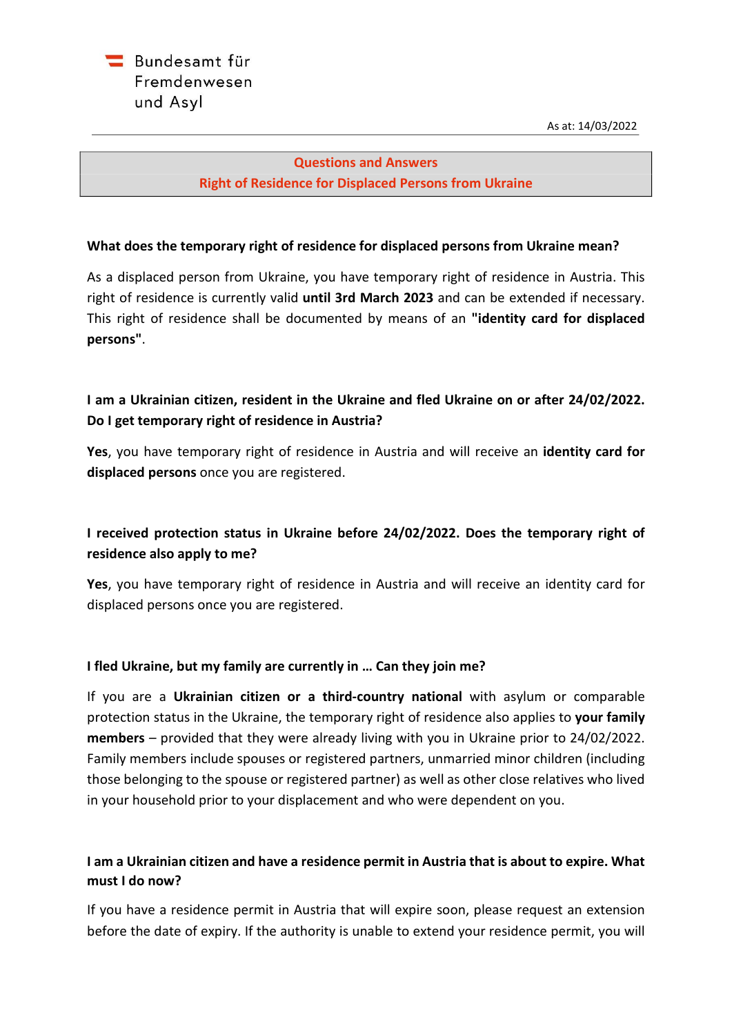Bundesamt für Fremdenwesen und Asyl

As at: 14/03/2022

# Questions and Answers
## Right of Residence for Displaced Persons from Ukraine

**What does the temporary right of residence for displaced persons from Ukraine mean?**

As a displaced person from Ukraine, you have temporary right of residence in Austria. This right of residence is currently valid **until 3rd March 2023** and can be extended if necessary. This right of residence shall be documented by means of an **"identity card for displaced persons"**.

**I am a Ukrainian citizen, resident in the Ukraine and fled Ukraine on or after 24/02/2022. Do I get temporary right of residence in Austria?**

**Yes**, you have temporary right of residence in Austria and will receive an **identity card for displaced persons** once you are registered.

**I received protection status in Ukraine before 24/02/2022. Does the temporary right of residence also apply to me?**

**Yes**, you have temporary right of residence in Austria and will receive an identity card for displaced persons once you are registered.

**I fled Ukraine, but my family are currently in … Can they join me?**

If you are a **Ukrainian citizen or a third-country national** with asylum or comparable protection status in the Ukraine, the temporary right of residence also applies to **your family members** – provided that they were already living with you in Ukraine prior to 24/02/2022. Family members include spouses or registered partners, unmarried minor children (including those belonging to the spouse or registered partner) as well as other close relatives who lived in your household prior to your displacement and who were dependent on you.

**I am a Ukrainian citizen and have a residence permit in Austria that is about to expire. What must I do now?**

If you have a residence permit in Austria that will expire soon, please request an extension before the date of expiry. If the authority is unable to extend your residence permit, you will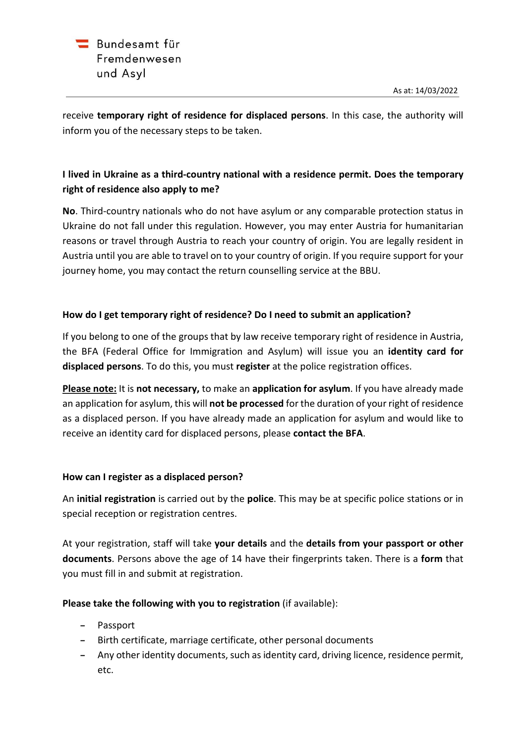receive **temporary right of residence for displaced persons**. In this case, the authority will inform you of the necessary steps to be taken.

### I lived in Ukraine as a third-country national with a residence permit. Does the temporary right of residence also apply to me?

**No**. Third-country nationals who do not have asylum or any comparable protection status in Ukraine do not fall under this regulation. However, you may enter Austria for humanitarian reasons or travel through Austria to reach your country of origin. You are legally resident in Austria until you are able to travel on to your country of origin. If you require support for your journey home, you may contact the return counselling service at the BBU.

### How do I get temporary right of residence? Do I need to submit an application?

If you belong to one of the groups that by law receive temporary right of residence in Austria, the BFA (Federal Office for Immigration and Asylum) will issue you an **identity card for displaced persons**. To do this, you must **register** at the police registration offices.

**Please note:** It is **not necessary,** to make an **application for asylum**. If you have already made an application for asylum, this will **not be processed** for the duration of your right of residence as a displaced person. If you have already made an application for asylum and would like to receive an identity card for displaced persons, please **contact the BFA**.

### How can I register as a displaced person?

An **initial registration** is carried out by the **police**. This may be at specific police stations or in special reception or registration centres.

At your registration, staff will take **your details** and the **details from your passport or other documents**. Persons above the age of 14 have their fingerprints taken. There is a **form** that you must fill in and submit at registration.

**Please take the following with you to registration** (if available):

- Passport
- Birth certificate, marriage certificate, other personal documents
- Any other identity documents, such as identity card, driving licence, residence permit, etc.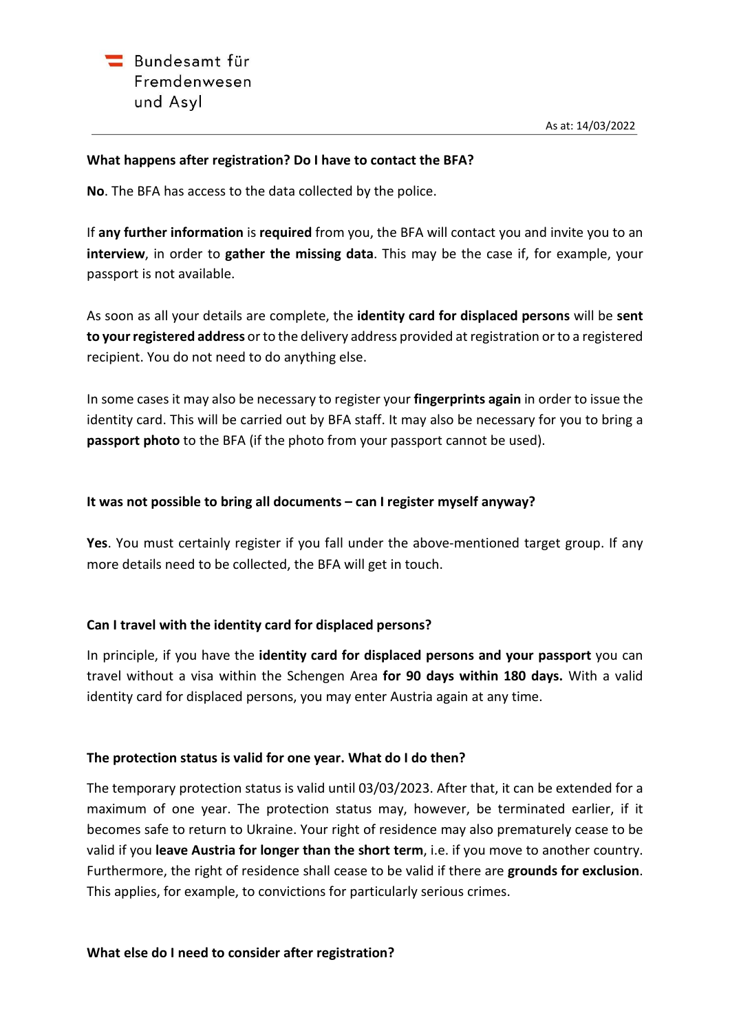**What happens after registration? Do I have to contact the BFA?**

**No**. The BFA has access to the data collected by the police.

If **any further information** is **required** from you, the BFA will contact you and invite you to an **interview**, in order to **gather the missing data**. This may be the case if, for example, your passport is not available.

As soon as all your details are complete, the **identity card for displaced persons** will be **sent to your registered address** or to the delivery address provided at registration or to a registered recipient. You do not need to do anything else.

In some cases it may also be necessary to register your **fingerprints again** in order to issue the identity card. This will be carried out by BFA staff. It may also be necessary for you to bring a **passport photo** to the BFA (if the photo from your passport cannot be used).

**It was not possible to bring all documents – can I register myself anyway?**

**Yes**. You must certainly register if you fall under the above-mentioned target group. If any more details need to be collected, the BFA will get in touch.

**Can I travel with the identity card for displaced persons?**

In principle, if you have the **identity card for displaced persons and your passport** you can travel without a visa within the Schengen Area **for 90 days within 180 days.** With a valid identity card for displaced persons, you may enter Austria again at any time.

**The protection status is valid for one year. What do I do then?**

The temporary protection status is valid until 03/03/2023. After that, it can be extended for a maximum of one year. The protection status may, however, be terminated earlier, if it becomes safe to return to Ukraine. Your right of residence may also prematurely cease to be valid if you **leave Austria for longer than the short term**, i.e. if you move to another country. Furthermore, the right of residence shall cease to be valid if there are **grounds for exclusion**. This applies, for example, to convictions for particularly serious crimes.

**What else do I need to consider after registration?**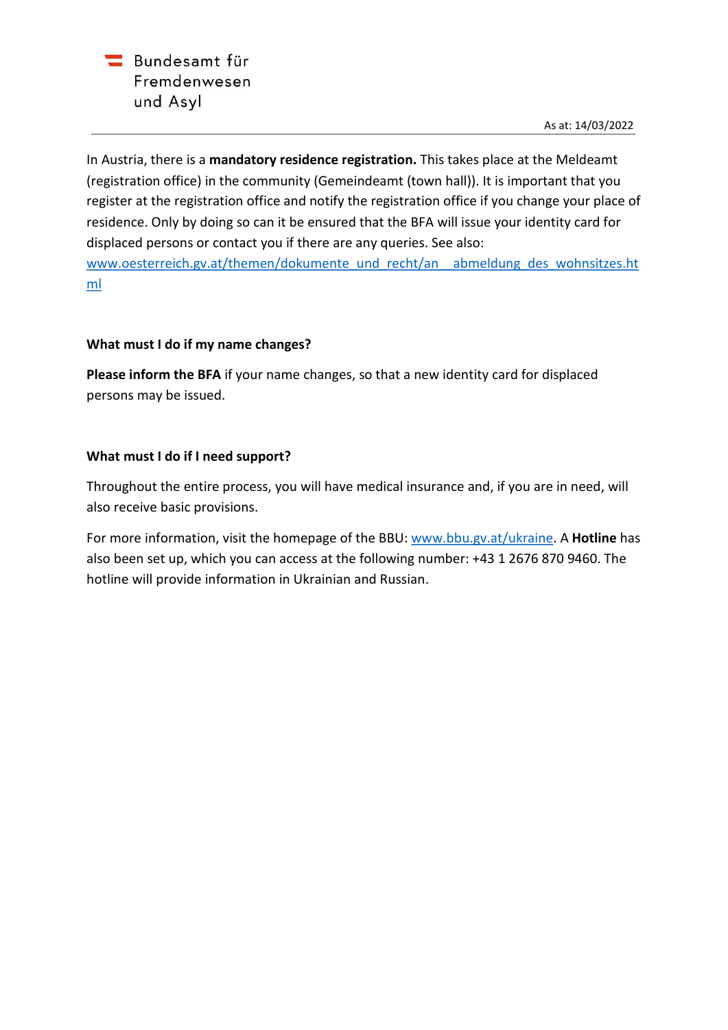In Austria, there is a **mandatory residence registration.** This takes place at the Meldeamt (registration office) in the community (Gemeindeamt (town hall)). It is important that you register at the registration office and notify the registration office if you change your place of residence. Only by doing so can it be ensured that the BFA will issue your identity card for displaced persons or contact you if there are any queries. See also: www.oesterreich.gv.at/themen/dokumente_und_recht/an__abmeldung_des_wohnsitzes.html

**What must I do if my name changes?**

**Please inform the BFA** if your name changes, so that a new identity card for displaced persons may be issued.

**What must I do if I need support?**

Throughout the entire process, you will have medical insurance and, if you are in need, will also receive basic provisions.

For more information, visit the homepage of the BBU: www.bbu.gv.at/ukraine. A **Hotline** has also been set up, which you can access at the following number: +43 1 2676 870 9460. The hotline will provide information in Ukrainian and Russian.